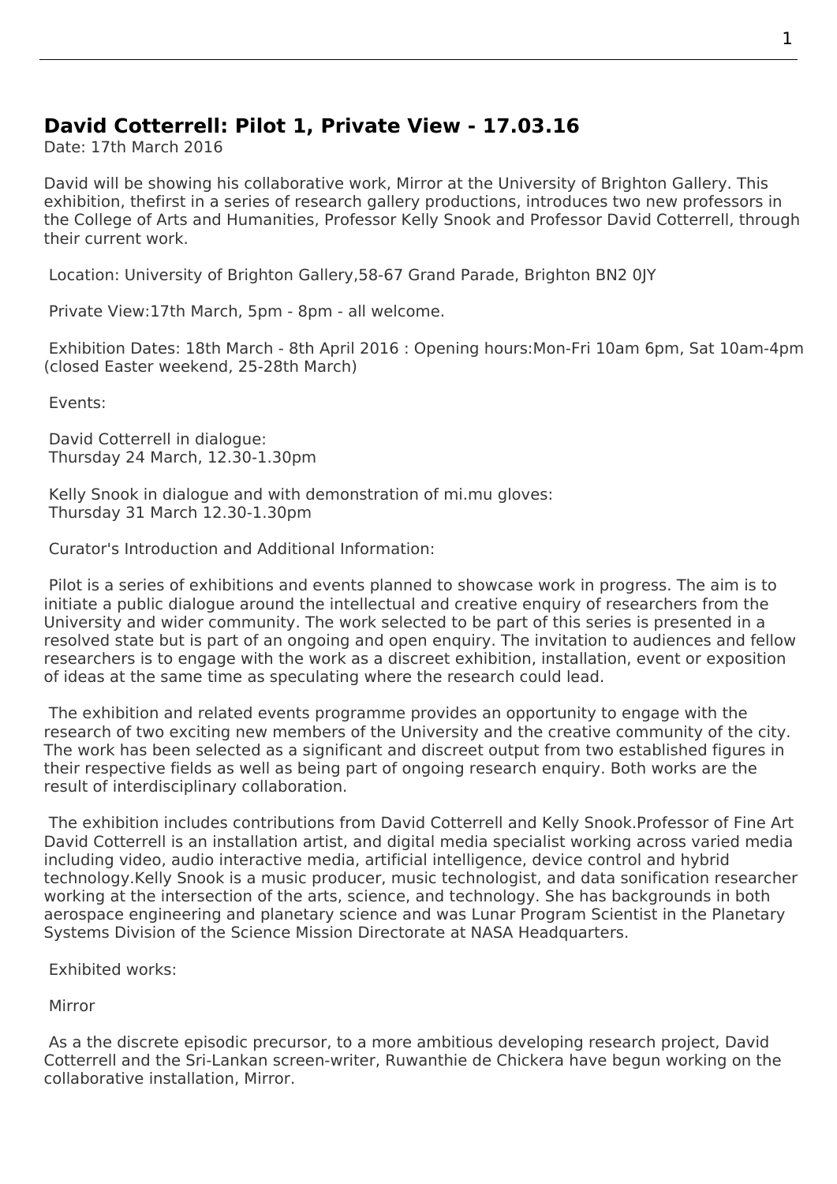# David Cotterrell: Pilot 1, Private View - 17.03.16

Date: 17th March 2016

David will be showing his collaborative work, Mirror at the University of Brighton Gallery. This exhibition, thefirst in a series of research gallery productions, introduces two new professors in the College of Arts and Humanities, Professor Kelly Snook and Professor David Cotterrell, through their current work.

Location: University of Brighton Gallery,58-67 Grand Parade, Brighton BN2 0JY

Private View:17th March, 5pm - 8pm - all welcome.

Exhibition Dates: 18th March - 8th April 2016 : Opening hours:Mon-Fri 10am 6pm, Sat 10am-4pm (closed Easter weekend, 25-28th March)

Events:

David Cotterrell in dialogue:
Thursday 24 March, 12.30-1.30pm

Kelly Snook in dialogue and with demonstration of mi.mu gloves:
Thursday 31 March 12.30-1.30pm

Curator's Introduction and Additional Information:

Pilot is a series of exhibitions and events planned to showcase work in progress. The aim is to initiate a public dialogue around the intellectual and creative enquiry of researchers from the University and wider community. The work selected to be part of this series is presented in a resolved state but is part of an ongoing and open enquiry. The invitation to audiences and fellow researchers is to engage with the work as a discreet exhibition, installation, event or exposition of ideas at the same time as speculating where the research could lead.

The exhibition and related events programme provides an opportunity to engage with the research of two exciting new members of the University and the creative community of the city. The work has been selected as a significant and discreet output from two established figures in their respective fields as well as being part of ongoing research enquiry. Both works are the result of interdisciplinary collaboration.

The exhibition includes contributions from David Cotterrell and Kelly Snook.Professor of Fine Art David Cotterrell is an installation artist, and digital media specialist working across varied media including video, audio interactive media, artificial intelligence, device control and hybrid technology.Kelly Snook is a music producer, music technologist, and data sonification researcher working at the intersection of the arts, science, and technology. She has backgrounds in both aerospace engineering and planetary science and was Lunar Program Scientist in the Planetary Systems Division of the Science Mission Directorate at NASA Headquarters.

Exhibited works:

Mirror

As a the discrete episodic precursor, to a more ambitious developing research project, David Cotterrell and the Sri-Lankan screen-writer, Ruwanthie de Chickera have begun working on the collaborative installation, Mirror.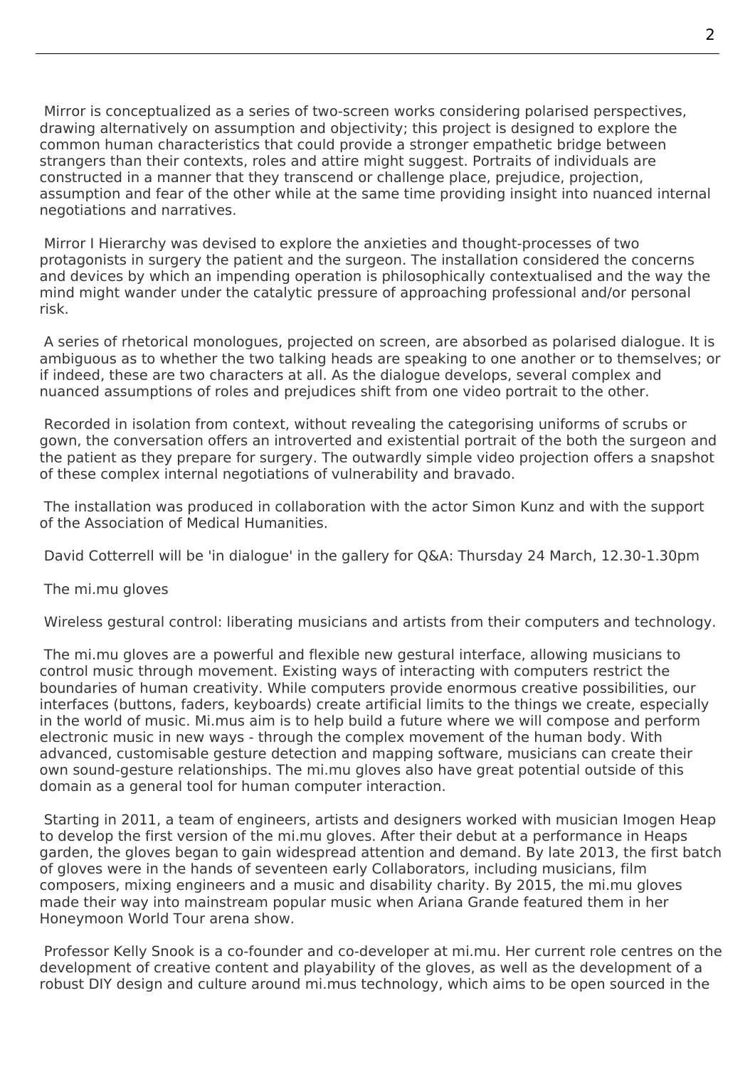Mirror is conceptualized as a series of two-screen works considering polarised perspectives, drawing alternatively on assumption and objectivity; this project is designed to explore the common human characteristics that could provide a stronger empathetic bridge between strangers than their contexts, roles and attire might suggest. Portraits of individuals are constructed in a manner that they transcend or challenge place, prejudice, projection, assumption and fear of the other while at the same time providing insight into nuanced internal negotiations and narratives.

Mirror I Hierarchy was devised to explore the anxieties and thought-processes of two protagonists in surgery the patient and the surgeon. The installation considered the concerns and devices by which an impending operation is philosophically contextualised and the way the mind might wander under the catalytic pressure of approaching professional and/or personal risk.

A series of rhetorical monologues, projected on screen, are absorbed as polarised dialogue. It is ambiguous as to whether the two talking heads are speaking to one another or to themselves; or if indeed, these are two characters at all. As the dialogue develops, several complex and nuanced assumptions of roles and prejudices shift from one video portrait to the other.

Recorded in isolation from context, without revealing the categorising uniforms of scrubs or gown, the conversation offers an introverted and existential portrait of the both the surgeon and the patient as they prepare for surgery. The outwardly simple video projection offers a snapshot of these complex internal negotiations of vulnerability and bravado.

The installation was produced in collaboration with the actor Simon Kunz and with the support of the Association of Medical Humanities.

David Cotterrell will be 'in dialogue' in the gallery for Q&A: Thursday 24 March, 12.30-1.30pm

The mi.mu gloves

Wireless gestural control: liberating musicians and artists from their computers and technology.

The mi.mu gloves are a powerful and flexible new gestural interface, allowing musicians to control music through movement. Existing ways of interacting with computers restrict the boundaries of human creativity. While computers provide enormous creative possibilities, our interfaces (buttons, faders, keyboards) create artificial limits to the things we create, especially in the world of music. Mi.mus aim is to help build a future where we will compose and perform electronic music in new ways - through the complex movement of the human body. With advanced, customisable gesture detection and mapping software, musicians can create their own sound-gesture relationships. The mi.mu gloves also have great potential outside of this domain as a general tool for human computer interaction.

Starting in 2011, a team of engineers, artists and designers worked with musician Imogen Heap to develop the first version of the mi.mu gloves. After their debut at a performance in Heaps garden, the gloves began to gain widespread attention and demand. By late 2013, the first batch of gloves were in the hands of seventeen early Collaborators, including musicians, film composers, mixing engineers and a music and disability charity. By 2015, the mi.mu gloves made their way into mainstream popular music when Ariana Grande featured them in her Honeymoon World Tour arena show.

Professor Kelly Snook is a co-founder and co-developer at mi.mu. Her current role centres on the development of creative content and playability of the gloves, as well as the development of a robust DIY design and culture around mi.mus technology, which aims to be open sourced in the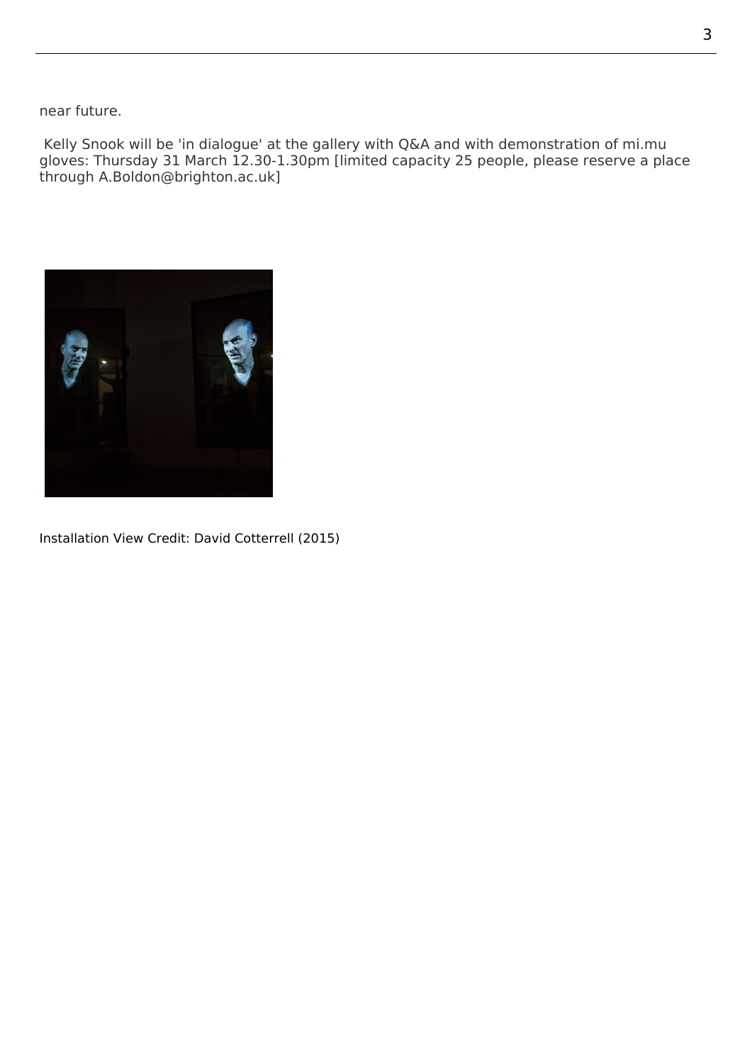near future.

Kelly Snook will be 'in dialogue' at the gallery with Q&A and with demonstration of mi.mu gloves: Thursday 31 March 12.30-1.30pm [limited capacity 25 people, please reserve a place through A.Boldon@brighton.ac.uk]

Installation View Credit: David Cotterrell (2015)